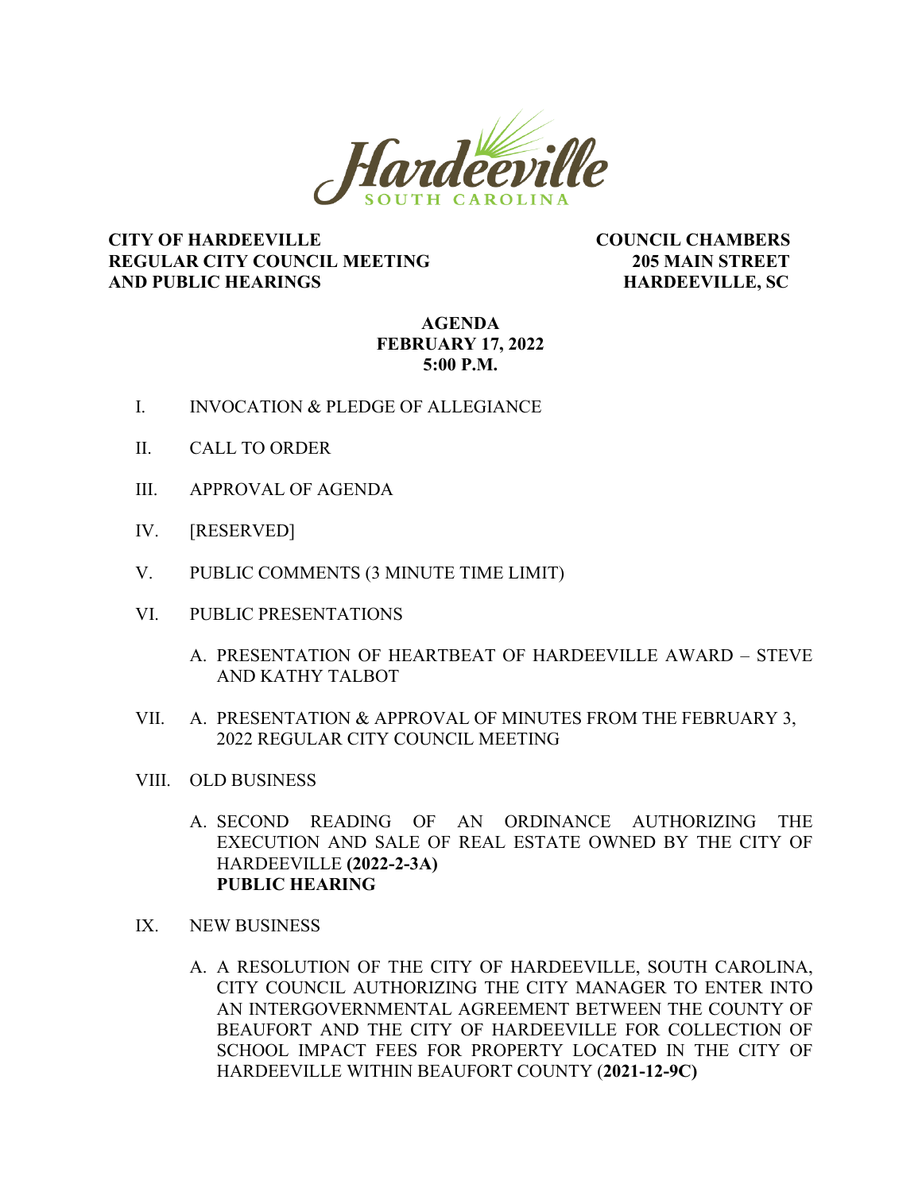Hardeeville
SOUTH CAROLINA

**CITY OF HARDEEVILLE**
**REGULAR CITY COUNCIL MEETING**
**AND PUBLIC HEARINGS**

**COUNCIL CHAMBERS**
**205 MAIN STREET**
**HARDEEVILLE, SC**

**AGENDA**
**FEBRUARY 17, 2022**
**5:00 P.M.**

I. INVOCATION & PLEDGE OF ALLEGIANCE

II. CALL TO ORDER

III. APPROVAL OF AGENDA

IV. [RESERVED]

V. PUBLIC COMMENTS (3 MINUTE TIME LIMIT)

VI. PUBLIC PRESENTATIONS

   A. PRESENTATION OF HEARTBEAT OF HARDEEVILLE AWARD – STEVE AND KATHY TALBOT

VII. A. PRESENTATION & APPROVAL OF MINUTES FROM THE FEBRUARY 3, 2022 REGULAR CITY COUNCIL MEETING

VIII. OLD BUSINESS

   A. SECOND READING OF AN ORDINANCE AUTHORIZING THE EXECUTION AND SALE OF REAL ESTATE OWNED BY THE CITY OF HARDEEVILLE **(2022-2-3A)**
   **PUBLIC HEARING**

IX. NEW BUSINESS

   A. A RESOLUTION OF THE CITY OF HARDEEVILLE, SOUTH CAROLINA, CITY COUNCIL AUTHORIZING THE CITY MANAGER TO ENTER INTO AN INTERGOVERNMENTAL AGREEMENT BETWEEN THE COUNTY OF BEAUFORT AND THE CITY OF HARDEEVILLE FOR COLLECTION OF SCHOOL IMPACT FEES FOR PROPERTY LOCATED IN THE CITY OF HARDEEVILLE WITHIN BEAUFORT COUNTY (**2021-12-9C)**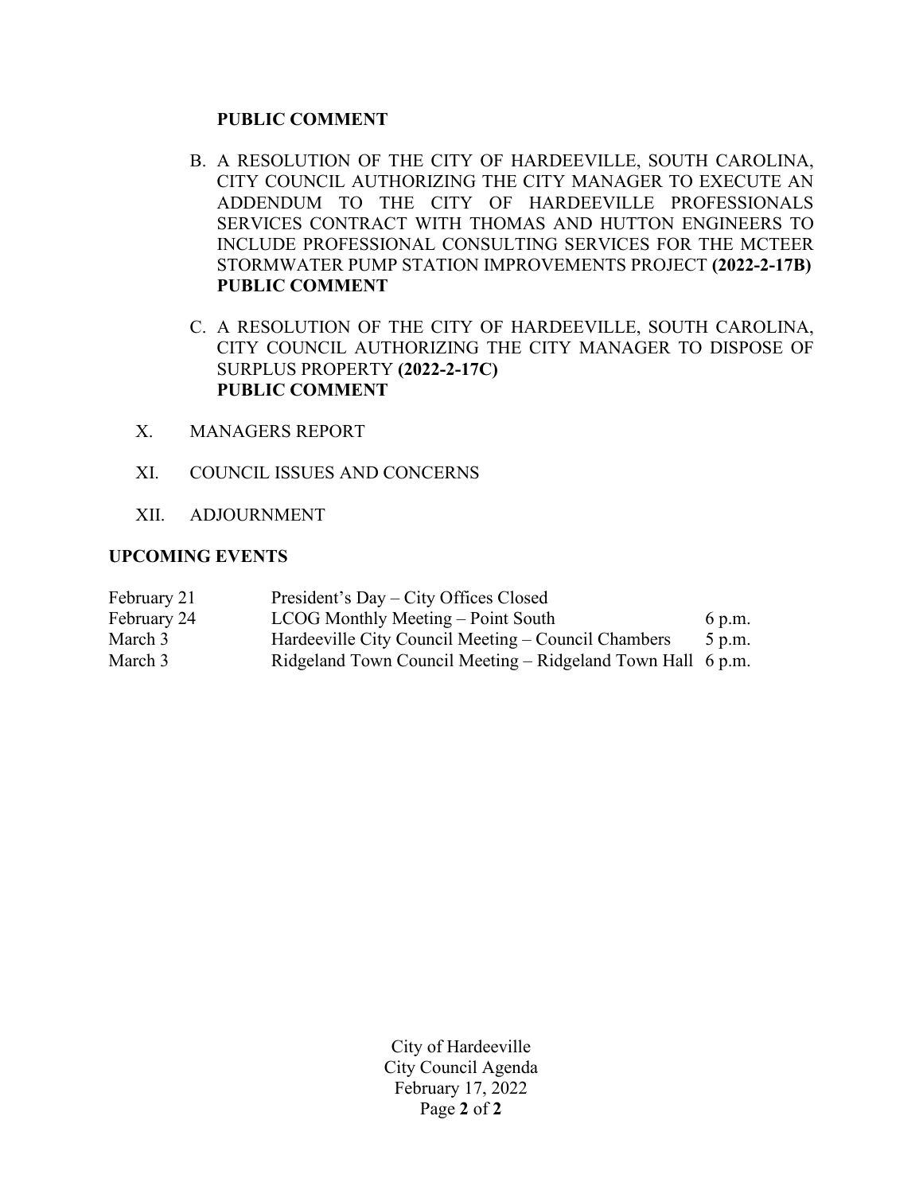**PUBLIC COMMENT**

B. A RESOLUTION OF THE CITY OF HARDEEVILLE, SOUTH CAROLINA, CITY COUNCIL AUTHORIZING THE CITY MANAGER TO EXECUTE AN ADDENDUM TO THE CITY OF HARDEEVILLE PROFESSIONALS SERVICES CONTRACT WITH THOMAS AND HUTTON ENGINEERS TO INCLUDE PROFESSIONAL CONSULTING SERVICES FOR THE MCTEER STORMWATER PUMP STATION IMPROVEMENTS PROJECT **(2022-2-17B)**
**PUBLIC COMMENT**

C. A RESOLUTION OF THE CITY OF HARDEEVILLE, SOUTH CAROLINA, CITY COUNCIL AUTHORIZING THE CITY MANAGER TO DISPOSE OF SURPLUS PROPERTY **(2022-2-17C)**
**PUBLIC COMMENT**

X. MANAGERS REPORT

XI. COUNCIL ISSUES AND CONCERNS

XII. ADJOURNMENT

**UPCOMING EVENTS**

| | | |
|---|---|---|
| February 21 | President's Day – City Offices Closed | |
| February 24 | LCOG Monthly Meeting – Point South | 6 p.m. |
| March 3 | Hardeeville City Council Meeting – Council Chambers | 5 p.m. |
| March 3 | Ridgeland Town Council Meeting – Ridgeland Town Hall | 6 p.m. |